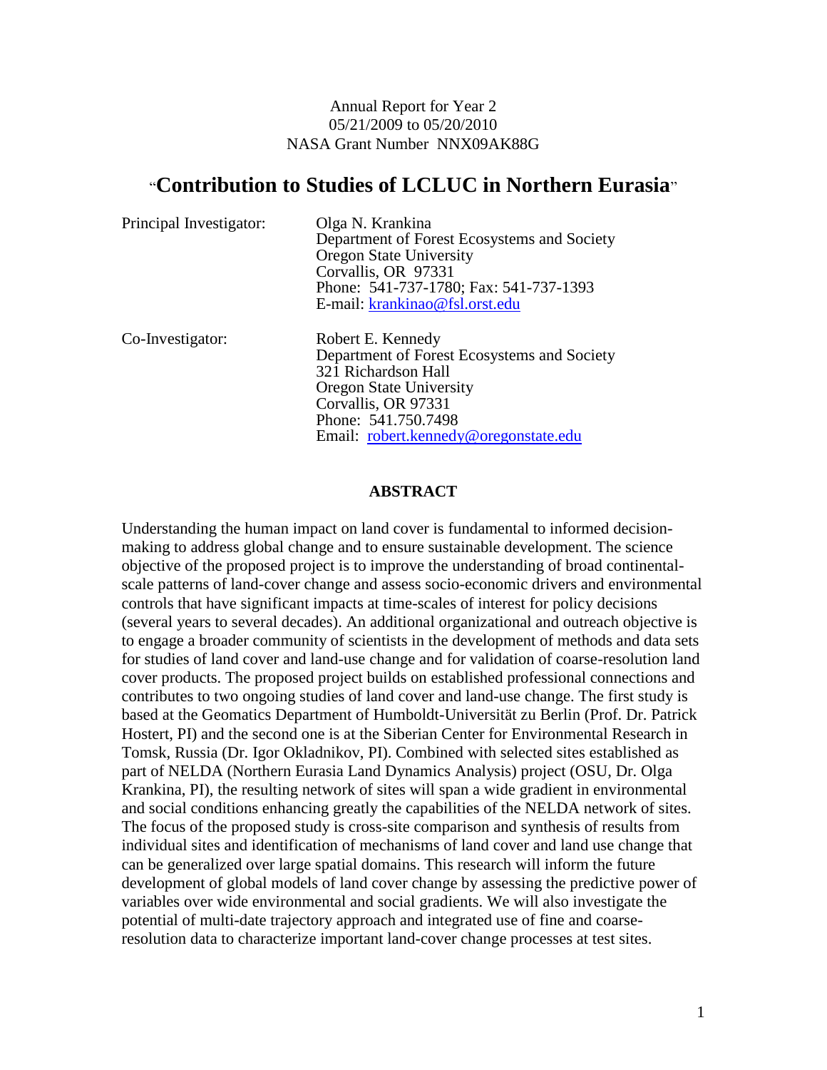Annual Report for Year 2
05/21/2009 to 05/20/2010
NASA Grant Number NNX09AK88G

# "Contribution to Studies of LCLUC in Northern Eurasia"

Principal Investigator:

Olga N. Krankina
Department of Forest Ecosystems and Society
Oregon State University
Corvallis, OR 97331
Phone: 541-737-1780; Fax: 541-737-1393
E-mail: krankinao@fsl.orst.edu

Co-Investigator:

Robert E. Kennedy
Department of Forest Ecosystems and Society
321 Richardson Hall
Oregon State University
Corvallis, OR 97331
Phone: 541.750.7498
Email: robert.kennedy@oregonstate.edu

## ABSTRACT

Understanding the human impact on land cover is fundamental to informed decision-making to address global change and to ensure sustainable development. The science objective of the proposed project is to improve the understanding of broad continental-scale patterns of land-cover change and assess socio-economic drivers and environmental controls that have significant impacts at time-scales of interest for policy decisions (several years to several decades). An additional organizational and outreach objective is to engage a broader community of scientists in the development of methods and data sets for studies of land cover and land-use change and for validation of coarse-resolution land cover products. The proposed project builds on established professional connections and contributes to two ongoing studies of land cover and land-use change. The first study is based at the Geomatics Department of Humboldt-Universität zu Berlin (Prof. Dr. Patrick Hostert, PI) and the second one is at the Siberian Center for Environmental Research in Tomsk, Russia (Dr. Igor Okladnikov, PI). Combined with selected sites established as part of NELDA (Northern Eurasia Land Dynamics Analysis) project (OSU, Dr. Olga Krankina, PI), the resulting network of sites will span a wide gradient in environmental and social conditions enhancing greatly the capabilities of the NELDA network of sites. The focus of the proposed study is cross-site comparison and synthesis of results from individual sites and identification of mechanisms of land cover and land use change that can be generalized over large spatial domains. This research will inform the future development of global models of land cover change by assessing the predictive power of variables over wide environmental and social gradients. We will also investigate the potential of multi-date trajectory approach and integrated use of fine and coarse-resolution data to characterize important land-cover change processes at test sites.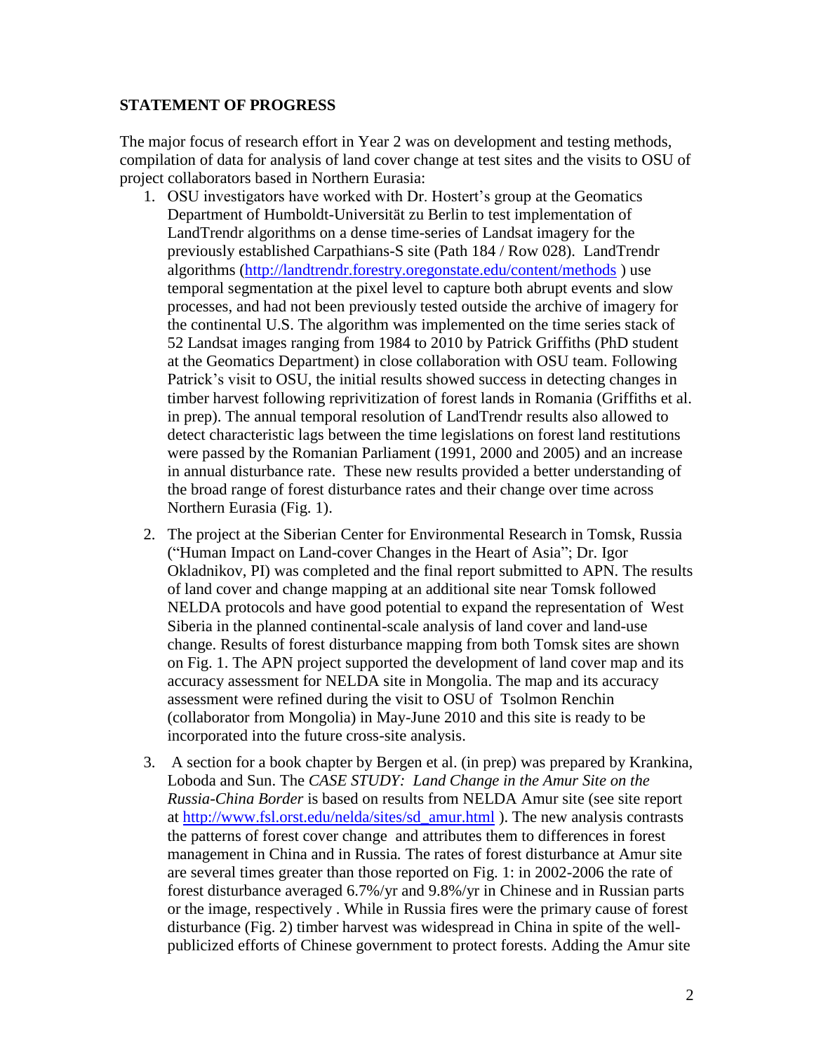**STATEMENT OF PROGRESS**

The major focus of research effort in Year 2 was on development and testing methods, compilation of data for analysis of land cover change at test sites and the visits to OSU of project collaborators based in Northern Eurasia:

1. OSU investigators have worked with Dr. Hostert's group at the Geomatics Department of Humboldt-Universität zu Berlin to test implementation of LandTrendr algorithms on a dense time-series of Landsat imagery for the previously established Carpathians-S site (Path 184 / Row 028). LandTrendr algorithms (http://landtrendr.forestry.oregonstate.edu/content/methods ) use temporal segmentation at the pixel level to capture both abrupt events and slow processes, and had not been previously tested outside the archive of imagery for the continental U.S. The algorithm was implemented on the time series stack of 52 Landsat images ranging from 1984 to 2010 by Patrick Griffiths (PhD student at the Geomatics Department) in close collaboration with OSU team. Following Patrick's visit to OSU, the initial results showed success in detecting changes in timber harvest following reprivitization of forest lands in Romania (Griffiths et al. in prep). The annual temporal resolution of LandTrendr results also allowed to detect characteristic lags between the time legislations on forest land restitutions were passed by the Romanian Parliament (1991, 2000 and 2005) and an increase in annual disturbance rate. These new results provided a better understanding of the broad range of forest disturbance rates and their change over time across Northern Eurasia (Fig. 1).

2. The project at the Siberian Center for Environmental Research in Tomsk, Russia ("Human Impact on Land-cover Changes in the Heart of Asia"; Dr. Igor Okladnikov, PI) was completed and the final report submitted to APN. The results of land cover and change mapping at an additional site near Tomsk followed NELDA protocols and have good potential to expand the representation of West Siberia in the planned continental-scale analysis of land cover and land-use change. Results of forest disturbance mapping from both Tomsk sites are shown on Fig. 1. The APN project supported the development of land cover map and its accuracy assessment for NELDA site in Mongolia. The map and its accuracy assessment were refined during the visit to OSU of Tsolmon Renchin (collaborator from Mongolia) in May-June 2010 and this site is ready to be incorporated into the future cross-site analysis.

3. A section for a book chapter by Bergen et al. (in prep) was prepared by Krankina, Loboda and Sun. The *CASE STUDY: Land Change in the Amur Site on the Russia-China Border* is based on results from NELDA Amur site (see site report at http://www.fsl.orst.edu/nelda/sites/sd_amur.html ). The new analysis contrasts the patterns of forest cover change and attributes them to differences in forest management in China and in Russia. The rates of forest disturbance at Amur site are several times greater than those reported on Fig. 1: in 2002-2006 the rate of forest disturbance averaged 6.7%/yr and 9.8%/yr in Chinese and in Russian parts or the image, respectively . While in Russia fires were the primary cause of forest disturbance (Fig. 2) timber harvest was widespread in China in spite of the well-publicized efforts of Chinese government to protect forests. Adding the Amur site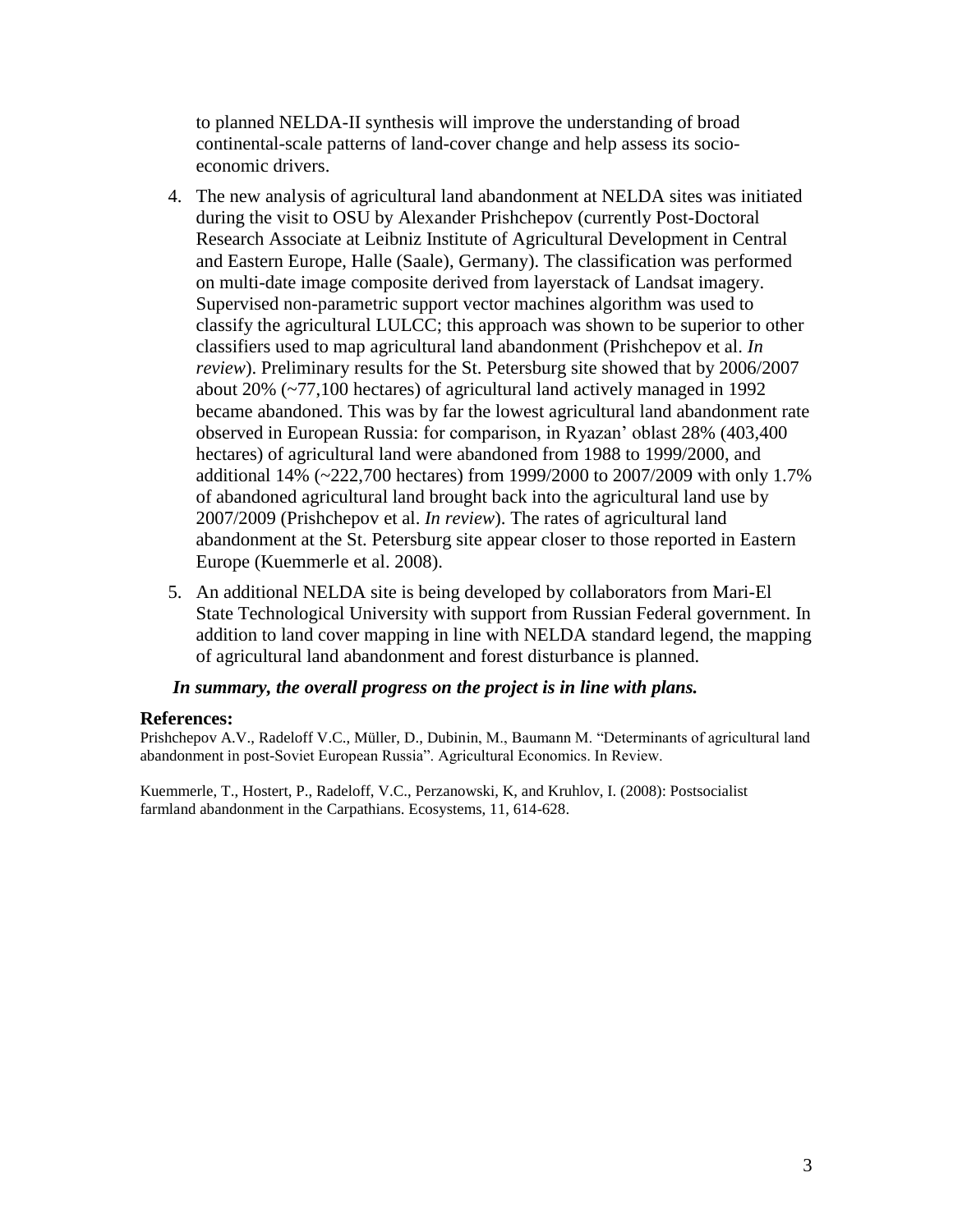to planned NELDA-II synthesis will improve the understanding of broad continental-scale patterns of land-cover change and help assess its socio-economic drivers.

4. The new analysis of agricultural land abandonment at NELDA sites was initiated during the visit to OSU by Alexander Prishchepov (currently Post-Doctoral Research Associate at Leibniz Institute of Agricultural Development in Central and Eastern Europe, Halle (Saale), Germany). The classification was performed on multi-date image composite derived from layerstack of Landsat imagery. Supervised non-parametric support vector machines algorithm was used to classify the agricultural LULCC; this approach was shown to be superior to other classifiers used to map agricultural land abandonment (Prishchepov et al. *In review*). Preliminary results for the St. Petersburg site showed that by 2006/2007 about 20% (~77,100 hectares) of agricultural land actively managed in 1992 became abandoned. This was by far the lowest agricultural land abandonment rate observed in European Russia: for comparison, in Ryazan' oblast 28% (403,400 hectares) of agricultural land were abandoned from 1988 to 1999/2000, and additional 14% (~222,700 hectares) from 1999/2000 to 2007/2009 with only 1.7% of abandoned agricultural land brought back into the agricultural land use by 2007/2009 (Prishchepov et al. *In review*). The rates of agricultural land abandonment at the St. Petersburg site appear closer to those reported in Eastern Europe (Kuemmerle et al. 2008).

5. An additional NELDA site is being developed by collaborators from Mari-El State Technological University with support from Russian Federal government. In addition to land cover mapping in line with NELDA standard legend, the mapping of agricultural land abandonment and forest disturbance is planned.

***In summary, the overall progress on the project is in line with plans.***

## References:

Prishchepov A.V., Radeloff V.C., Müller, D., Dubinin, M., Baumann M. "Determinants of agricultural land abandonment in post-Soviet European Russia". Agricultural Economics. In Review.

Kuemmerle, T., Hostert, P., Radeloff, V.C., Perzanowski, K, and Kruhlov, I. (2008): Postsocialist farmland abandonment in the Carpathians. Ecosystems, 11, 614-628.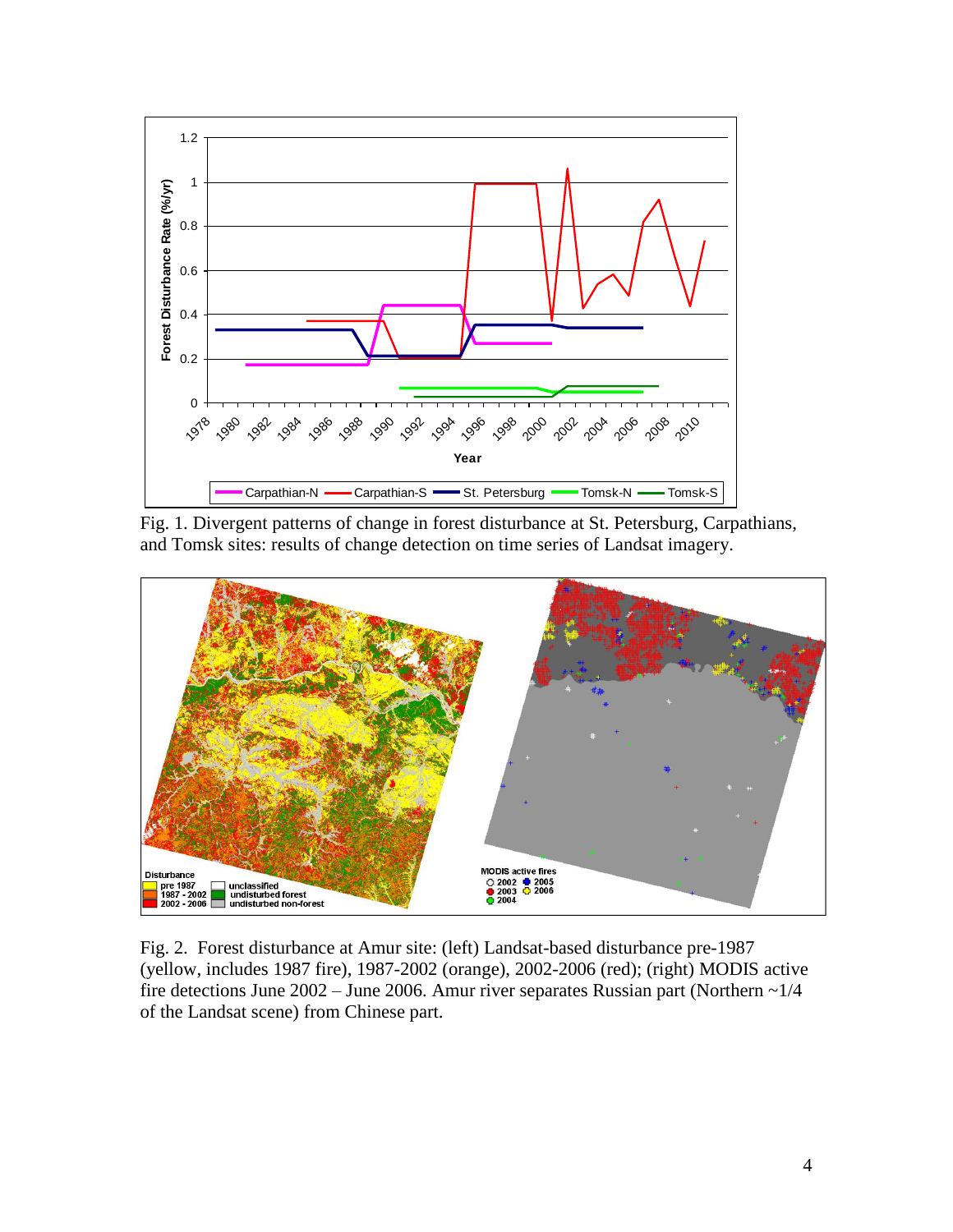Fig. 1. Divergent patterns of change in forest disturbance at St. Petersburg, Carpathians, and Tomsk sites: results of change detection on time series of Landsat imagery.

Fig. 2. Forest disturbance at Amur site: (left) Landsat-based disturbance pre-1987 (yellow, includes 1987 fire), 1987-2002 (orange), 2002-2006 (red); (right) MODIS active fire detections June 2002 – June 2006. Amur river separates Russian part (Northern ~1/4 of the Landsat scene) from Chinese part.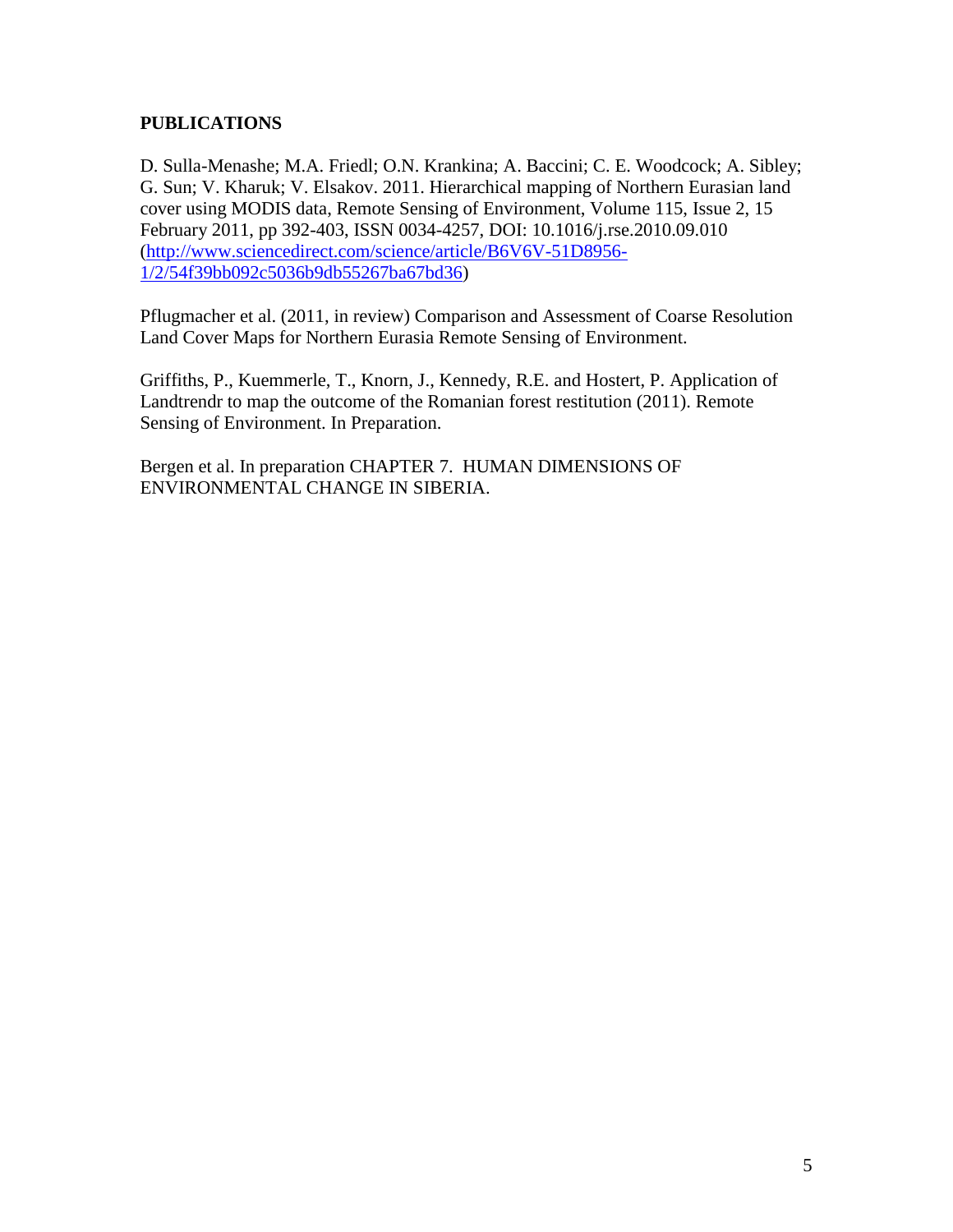**PUBLICATIONS**

D. Sulla-Menashe; M.A. Friedl; O.N. Krankina; A. Baccini; C. E. Woodcock; A. Sibley; G. Sun; V. Kharuk; V. Elsakov. 2011. Hierarchical mapping of Northern Eurasian land cover using MODIS data, Remote Sensing of Environment, Volume 115, Issue 2, 15 February 2011, pp 392-403, ISSN 0034-4257, DOI: 10.1016/j.rse.2010.09.010 ([http://www.sciencedirect.com/science/article/B6V6V-51D8956-1/2/54f39bb092c5036b9db55267ba67bd36](http://www.sciencedirect.com/science/article/B6V6V-51D8956-1/2/54f39bb092c5036b9db55267ba67bd36))

Pflugmacher et al. (2011, in review) Comparison and Assessment of Coarse Resolution Land Cover Maps for Northern Eurasia Remote Sensing of Environment.

Griffiths, P., Kuemmerle, T., Knorn, J., Kennedy, R.E. and Hostert, P. Application of Landtrendr to map the outcome of the Romanian forest restitution (2011). Remote Sensing of Environment. In Preparation.

Bergen et al. In preparation CHAPTER 7. HUMAN DIMENSIONS OF ENVIRONMENTAL CHANGE IN SIBERIA.